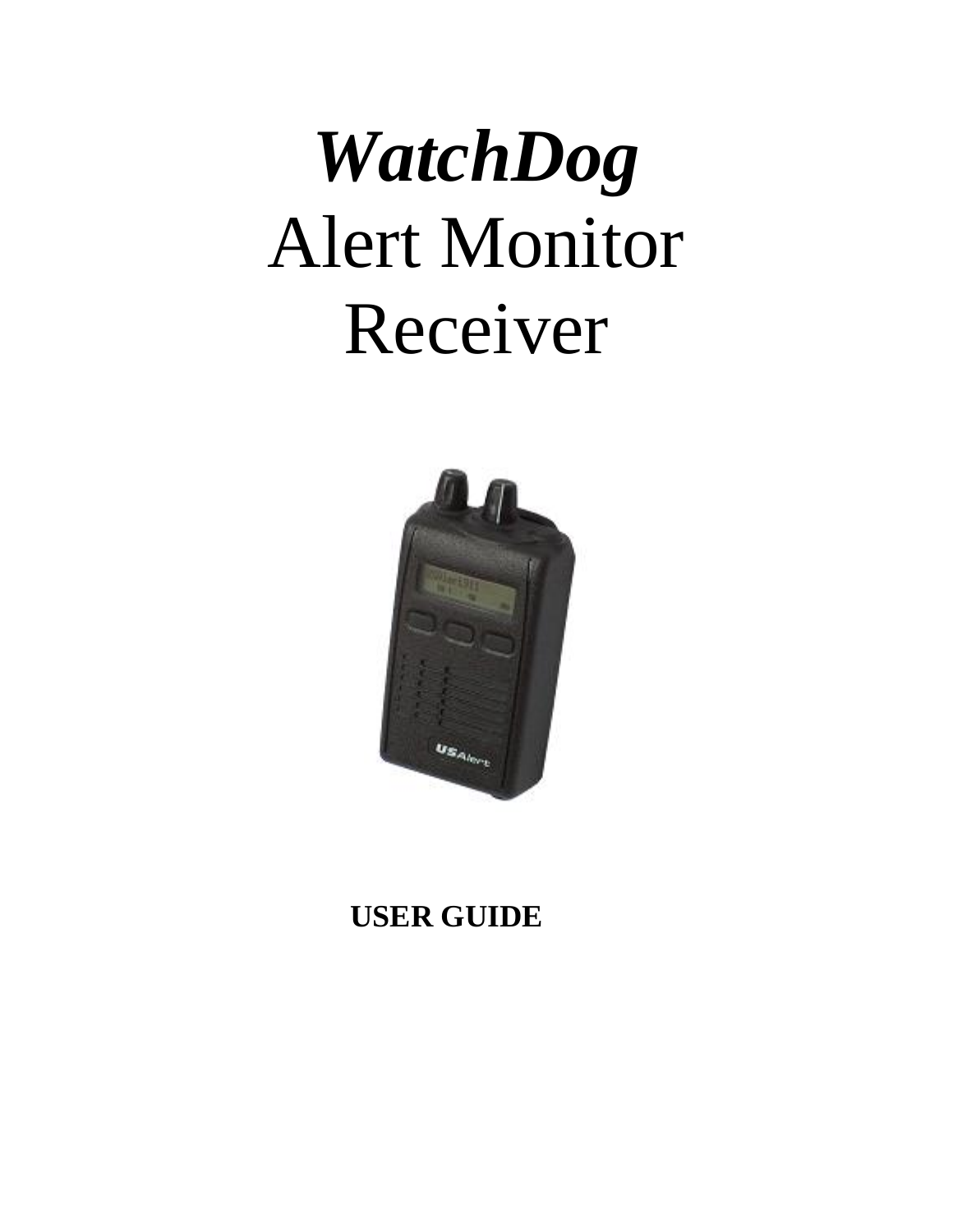# ***WatchDog***
# Alert Monitor Receiver

**USER GUIDE**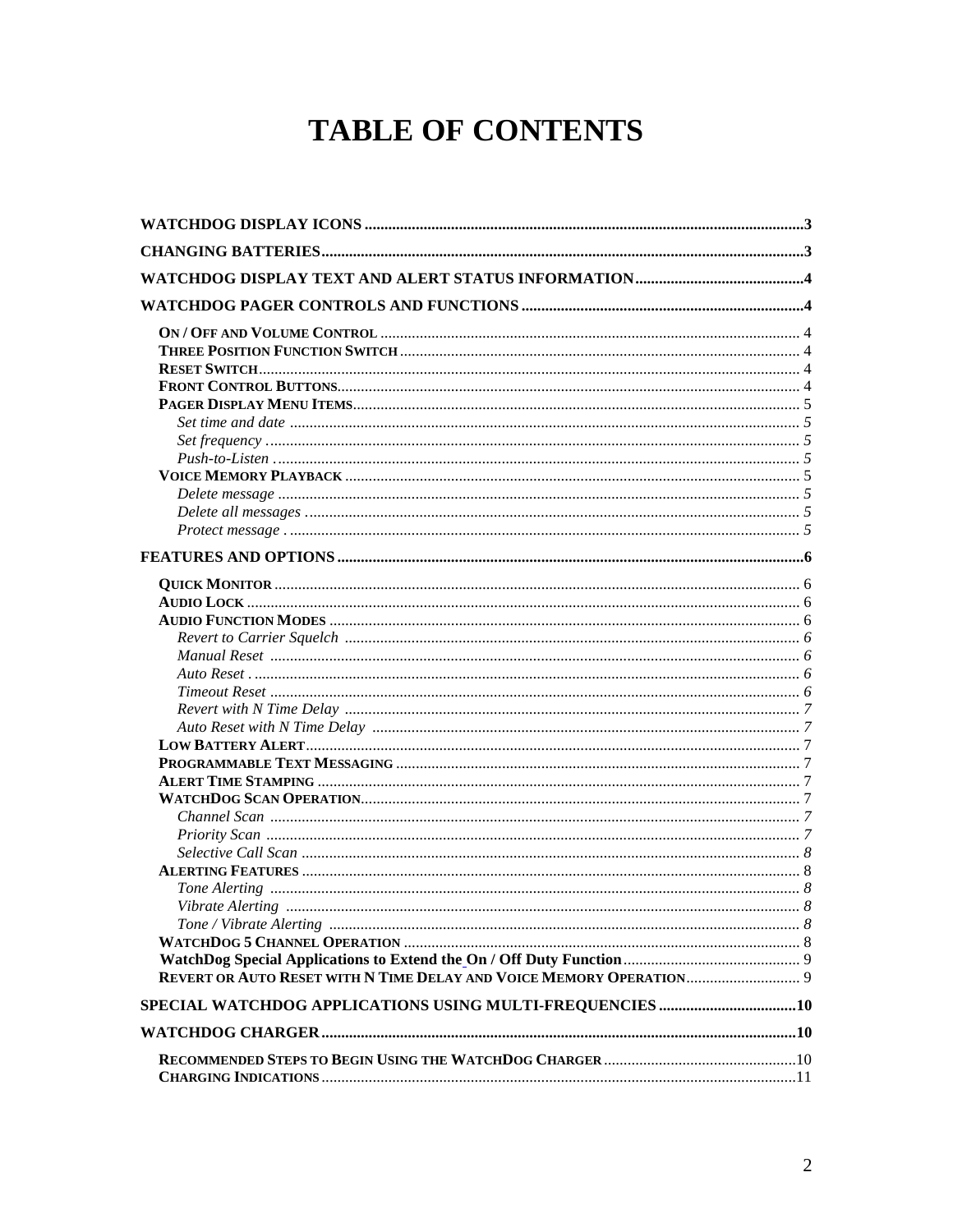# TABLE OF CONTENTS

**WATCHDOG DISPLAY ICONS** .......... 3

**CHANGING BATTERIES** .......... 3

**WATCHDOG DISPLAY TEXT AND ALERT STATUS INFORMATION** .......... 4

**WATCHDOG PAGER CONTROLS AND FUNCTIONS** .......... 4

- ON / OFF AND VOLUME CONTROL .......... 4
- THREE POSITION FUNCTION SWITCH .......... 4
- RESET SWITCH .......... 4
- FRONT CONTROL BUTTONS .......... 4
- PAGER DISPLAY MENU ITEMS .......... 5
  - *Set time and date* .......... *5*
  - *Set frequency* .......... *5*
  - *Push-to-Listen* .......... *5*
- VOICE MEMORY PLAYBACK .......... 5
  - *Delete message* .......... *5*
  - *Delete all messages* .......... *5*
  - *Protect message* .......... *5*

**FEATURES AND OPTIONS** .......... 6

- QUICK MONITOR .......... 6
- AUDIO LOCK .......... 6
- AUDIO FUNCTION MODES .......... 6
  - *Revert to Carrier Squelch* .......... *6*
  - *Manual Reset* .......... *6*
  - *Auto Reset* .......... *6*
  - *Timeout Reset* .......... *6*
  - *Revert with N Time Delay* .......... *7*
  - *Auto Reset with N Time Delay* .......... *7*
- LOW BATTERY ALERT .......... 7
- PROGRAMMABLE TEXT MESSAGING .......... 7
- ALERT TIME STAMPING .......... 7
- WATCHDOG SCAN OPERATION .......... 7
  - *Channel Scan* .......... *7*
  - *Priority Scan* .......... *7*
  - *Selective Call Scan* .......... *8*
- ALERTING FEATURES .......... 8
  - *Tone Alerting* .......... *8*
  - *Vibrate Alerting* .......... *8*
  - *Tone / Vibrate Alerting* .......... *8*
- WATCHDOG 5 CHANNEL OPERATION .......... 8
- WatchDog Special Applications to Extend the On / Off Duty Function .......... 9
- REVERT OR AUTO RESET WITH N TIME DELAY AND VOICE MEMORY OPERATION .......... 9

**SPECIAL WATCHDOG APPLICATIONS USING MULTI-FREQUENCIES** .......... 10

**WATCHDOG CHARGER** .......... 10

- RECOMMENDED STEPS TO BEGIN USING THE WATCHDOG CHARGER .......... 10
- CHARGING INDICATIONS .......... 11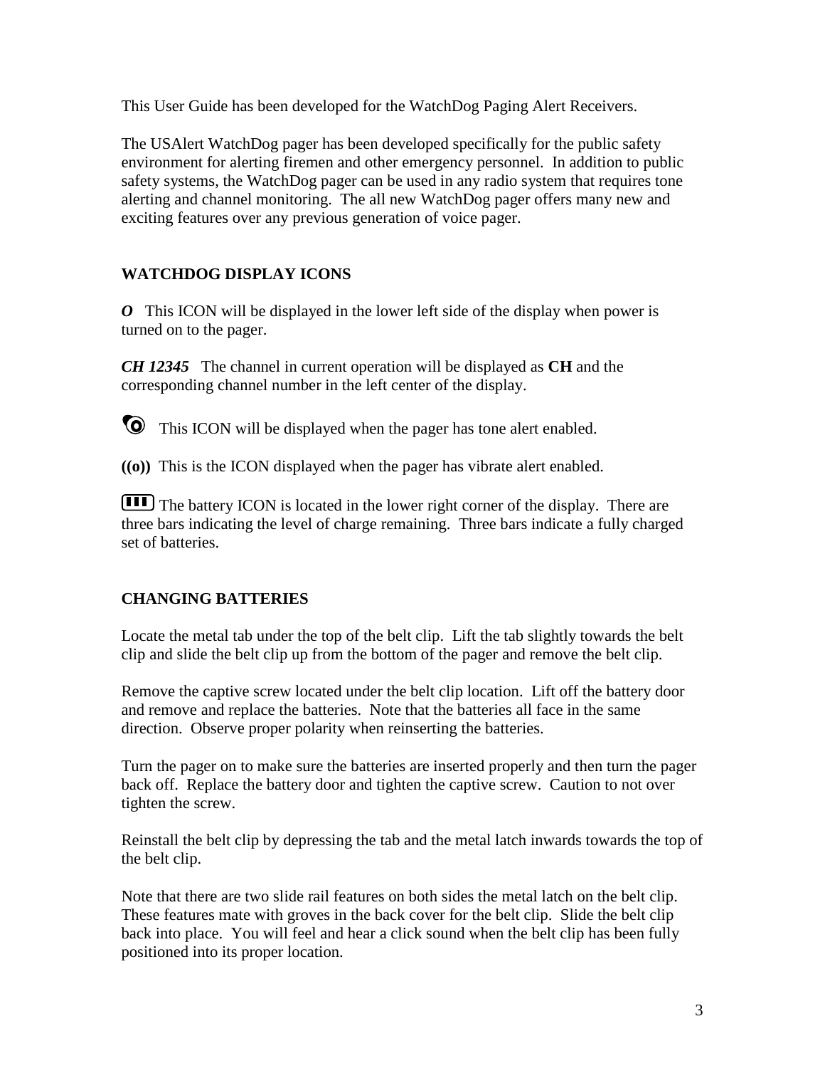This User Guide has been developed for the WatchDog Paging Alert Receivers.

The USAlert WatchDog pager has been developed specifically for the public safety environment for alerting firemen and other emergency personnel. In addition to public safety systems, the WatchDog pager can be used in any radio system that requires tone alerting and channel monitoring. The all new WatchDog pager offers many new and exciting features over any previous generation of voice pager.

## WATCHDOG DISPLAY ICONS

***O*** This ICON will be displayed in the lower left side of the display when power is turned on to the pager.

***CH 12345*** The channel in current operation will be displayed as **CH** and the corresponding channel number in the left center of the display.

This ICON will be displayed when the pager has tone alert enabled.

**((o))** This is the ICON displayed when the pager has vibrate alert enabled.

The battery ICON is located in the lower right corner of the display. There are three bars indicating the level of charge remaining. Three bars indicate a fully charged set of batteries.

## CHANGING BATTERIES

Locate the metal tab under the top of the belt clip. Lift the tab slightly towards the belt clip and slide the belt clip up from the bottom of the pager and remove the belt clip.

Remove the captive screw located under the belt clip location. Lift off the battery door and remove and replace the batteries. Note that the batteries all face in the same direction. Observe proper polarity when reinserting the batteries.

Turn the pager on to make sure the batteries are inserted properly and then turn the pager back off. Replace the battery door and tighten the captive screw. Caution to not over tighten the screw.

Reinstall the belt clip by depressing the tab and the metal latch inwards towards the top of the belt clip.

Note that there are two slide rail features on both sides the metal latch on the belt clip. These features mate with groves in the back cover for the belt clip. Slide the belt clip back into place. You will feel and hear a click sound when the belt clip has been fully positioned into its proper location.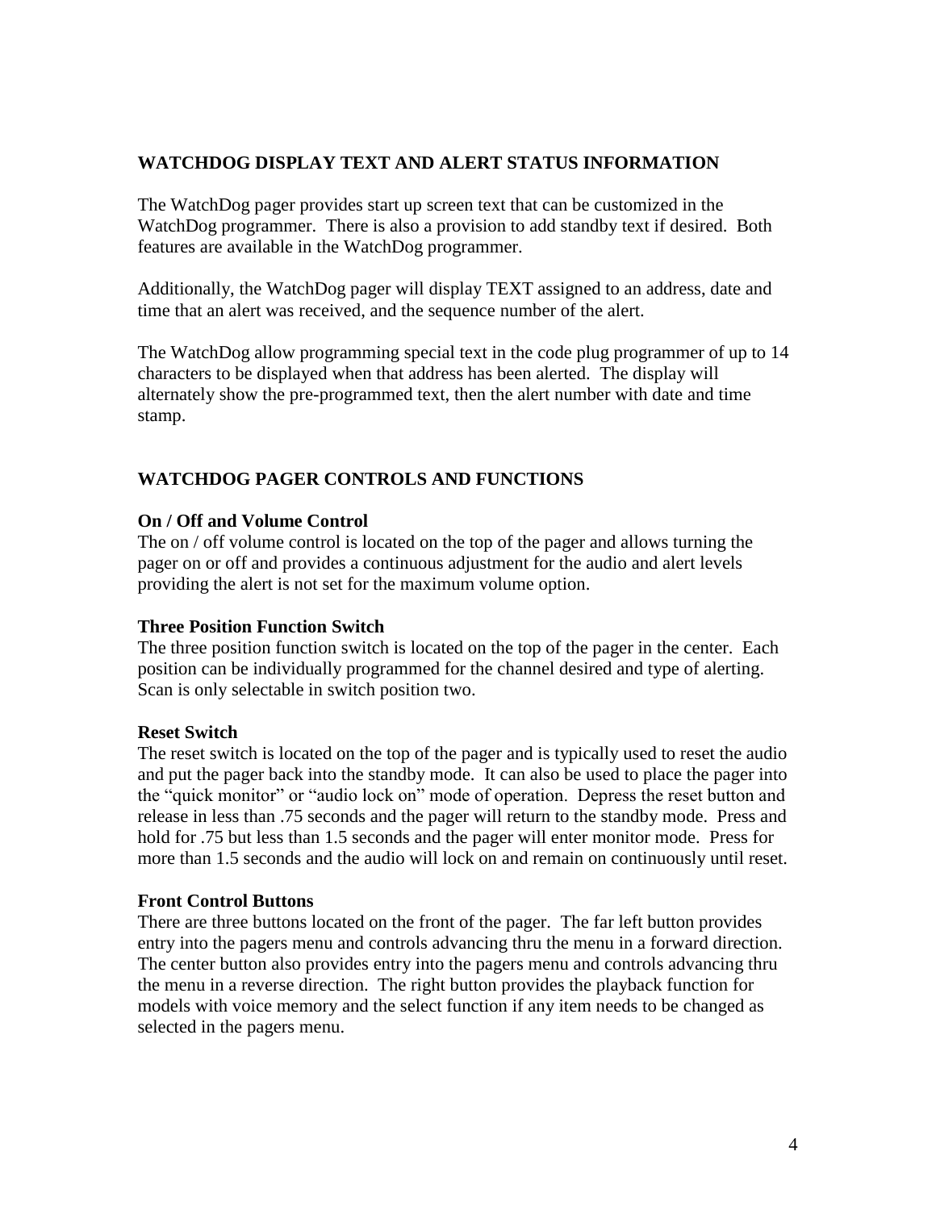## WATCHDOG DISPLAY TEXT AND ALERT STATUS INFORMATION

The WatchDog pager provides start up screen text that can be customized in the WatchDog programmer. There is also a provision to add standby text if desired. Both features are available in the WatchDog programmer.

Additionally, the WatchDog pager will display TEXT assigned to an address, date and time that an alert was received, and the sequence number of the alert.

The WatchDog allow programming special text in the code plug programmer of up to 14 characters to be displayed when that address has been alerted. The display will alternately show the pre-programmed text, then the alert number with date and time stamp.

## WATCHDOG PAGER CONTROLS AND FUNCTIONS

### On / Off and Volume Control

The on / off volume control is located on the top of the pager and allows turning the pager on or off and provides a continuous adjustment for the audio and alert levels providing the alert is not set for the maximum volume option.

### Three Position Function Switch

The three position function switch is located on the top of the pager in the center. Each position can be individually programmed for the channel desired and type of alerting. Scan is only selectable in switch position two.

### Reset Switch

The reset switch is located on the top of the pager and is typically used to reset the audio and put the pager back into the standby mode. It can also be used to place the pager into the "quick monitor" or "audio lock on" mode of operation. Depress the reset button and release in less than .75 seconds and the pager will return to the standby mode. Press and hold for .75 but less than 1.5 seconds and the pager will enter monitor mode. Press for more than 1.5 seconds and the audio will lock on and remain on continuously until reset.

### Front Control Buttons

There are three buttons located on the front of the pager. The far left button provides entry into the pagers menu and controls advancing thru the menu in a forward direction. The center button also provides entry into the pagers menu and controls advancing thru the menu in a reverse direction. The right button provides the playback function for models with voice memory and the select function if any item needs to be changed as selected in the pagers menu.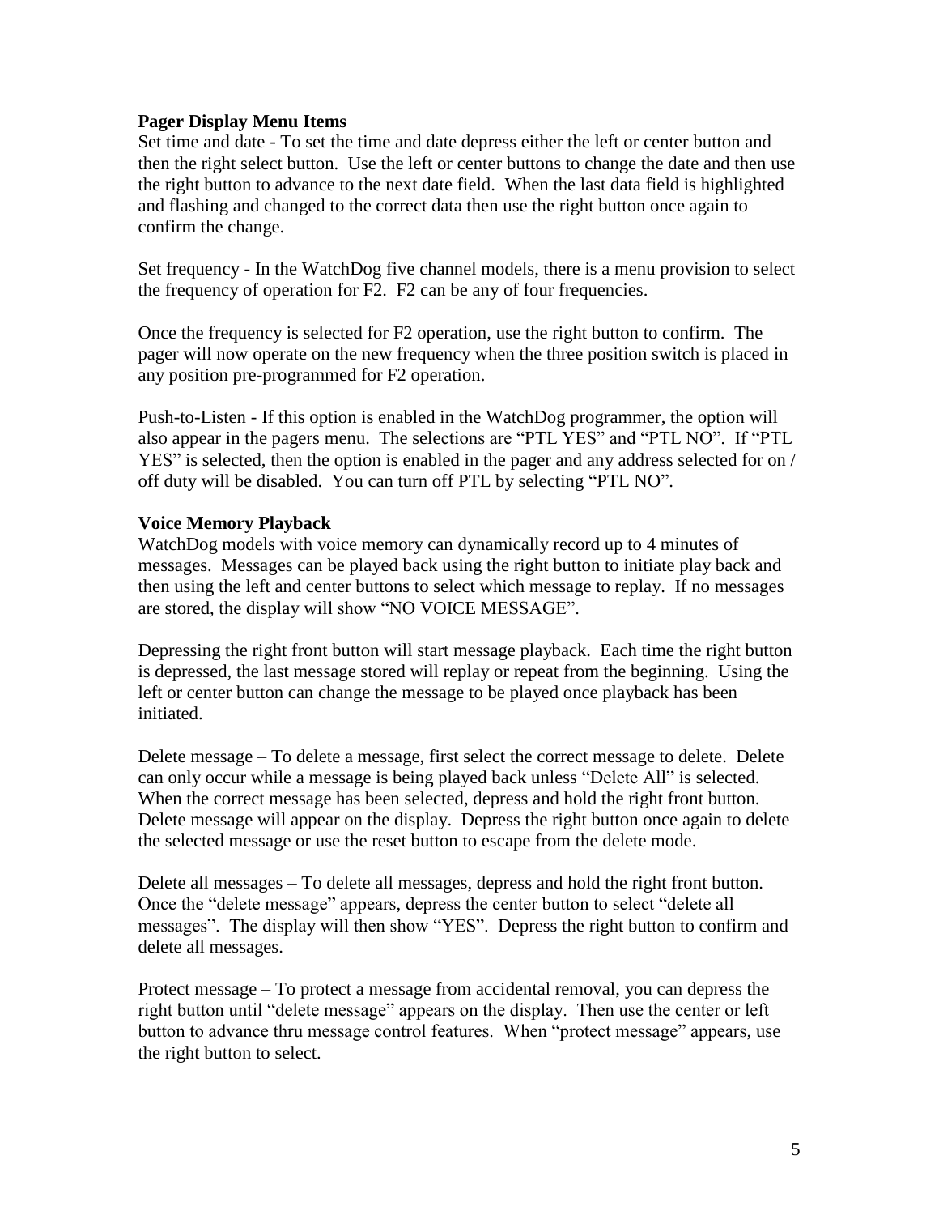**Pager Display Menu Items**

Set time and date - To set the time and date depress either the left or center button and then the right select button. Use the left or center buttons to change the date and then use the right button to advance to the next date field. When the last data field is highlighted and flashing and changed to the correct data then use the right button once again to confirm the change.

Set frequency - In the WatchDog five channel models, there is a menu provision to select the frequency of operation for F2. F2 can be any of four frequencies.

Once the frequency is selected for F2 operation, use the right button to confirm. The pager will now operate on the new frequency when the three position switch is placed in any position pre-programmed for F2 operation.

Push-to-Listen - If this option is enabled in the WatchDog programmer, the option will also appear in the pagers menu. The selections are "PTL YES" and "PTL NO". If "PTL YES" is selected, then the option is enabled in the pager and any address selected for on / off duty will be disabled. You can turn off PTL by selecting "PTL NO".

**Voice Memory Playback**

WatchDog models with voice memory can dynamically record up to 4 minutes of messages. Messages can be played back using the right button to initiate play back and then using the left and center buttons to select which message to replay. If no messages are stored, the display will show "NO VOICE MESSAGE".

Depressing the right front button will start message playback. Each time the right button is depressed, the last message stored will replay or repeat from the beginning. Using the left or center button can change the message to be played once playback has been initiated.

Delete message – To delete a message, first select the correct message to delete. Delete can only occur while a message is being played back unless "Delete All" is selected. When the correct message has been selected, depress and hold the right front button. Delete message will appear on the display. Depress the right button once again to delete the selected message or use the reset button to escape from the delete mode.

Delete all messages – To delete all messages, depress and hold the right front button. Once the "delete message" appears, depress the center button to select "delete all messages". The display will then show "YES". Depress the right button to confirm and delete all messages.

Protect message – To protect a message from accidental removal, you can depress the right button until "delete message" appears on the display. Then use the center or left button to advance thru message control features. When "protect message" appears, use the right button to select.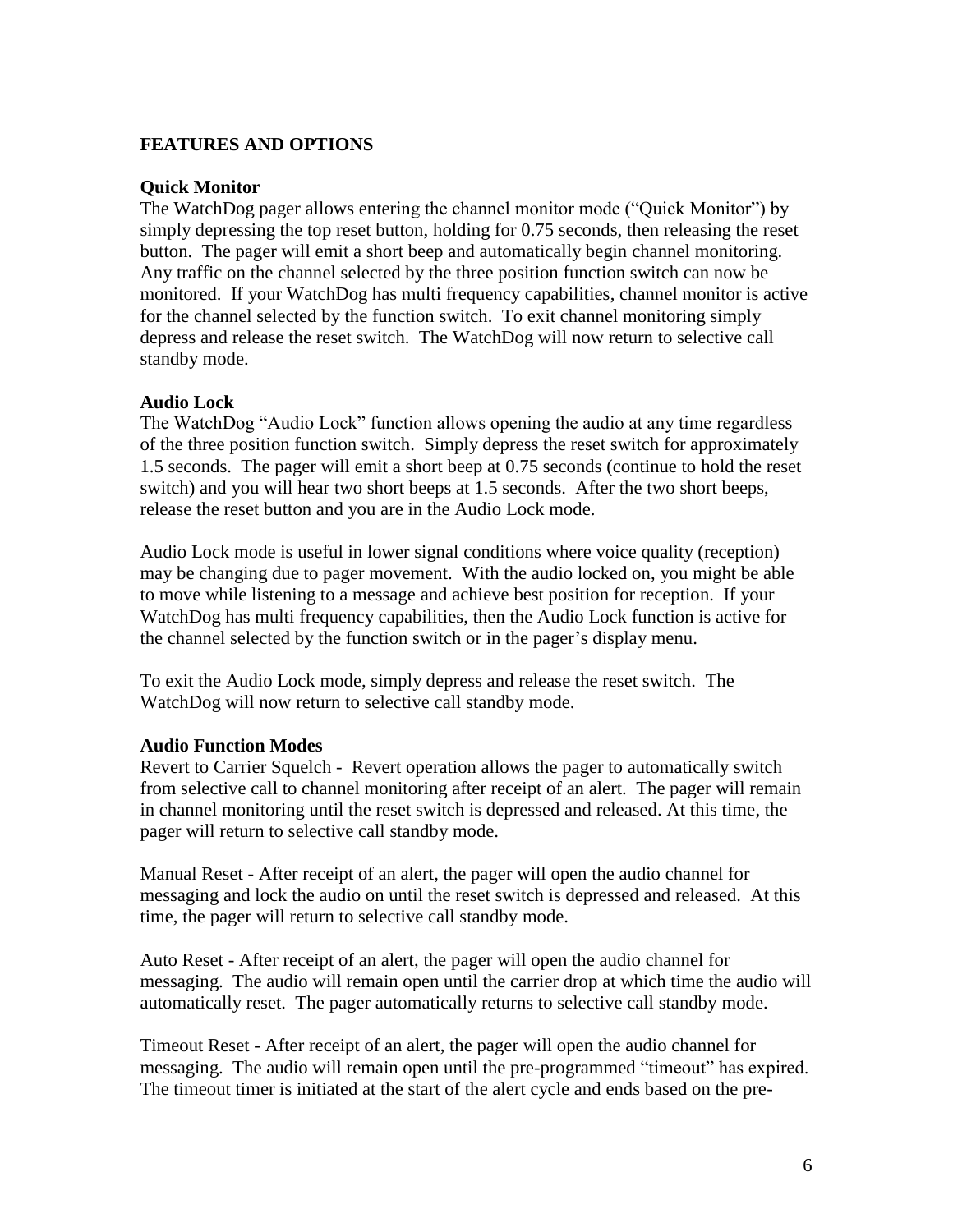## FEATURES AND OPTIONS

### Quick Monitor

The WatchDog pager allows entering the channel monitor mode ("Quick Monitor") by simply depressing the top reset button, holding for 0.75 seconds, then releasing the reset button. The pager will emit a short beep and automatically begin channel monitoring. Any traffic on the channel selected by the three position function switch can now be monitored. If your WatchDog has multi frequency capabilities, channel monitor is active for the channel selected by the function switch. To exit channel monitoring simply depress and release the reset switch. The WatchDog will now return to selective call standby mode.

### Audio Lock

The WatchDog "Audio Lock" function allows opening the audio at any time regardless of the three position function switch. Simply depress the reset switch for approximately 1.5 seconds. The pager will emit a short beep at 0.75 seconds (continue to hold the reset switch) and you will hear two short beeps at 1.5 seconds. After the two short beeps, release the reset button and you are in the Audio Lock mode.

Audio Lock mode is useful in lower signal conditions where voice quality (reception) may be changing due to pager movement. With the audio locked on, you might be able to move while listening to a message and achieve best position for reception. If your WatchDog has multi frequency capabilities, then the Audio Lock function is active for the channel selected by the function switch or in the pager's display menu.

To exit the Audio Lock mode, simply depress and release the reset switch. The WatchDog will now return to selective call standby mode.

### Audio Function Modes

Revert to Carrier Squelch - Revert operation allows the pager to automatically switch from selective call to channel monitoring after receipt of an alert. The pager will remain in channel monitoring until the reset switch is depressed and released. At this time, the pager will return to selective call standby mode.

Manual Reset - After receipt of an alert, the pager will open the audio channel for messaging and lock the audio on until the reset switch is depressed and released. At this time, the pager will return to selective call standby mode.

Auto Reset - After receipt of an alert, the pager will open the audio channel for messaging. The audio will remain open until the carrier drop at which time the audio will automatically reset. The pager automatically returns to selective call standby mode.

Timeout Reset - After receipt of an alert, the pager will open the audio channel for messaging. The audio will remain open until the pre-programmed "timeout" has expired. The timeout timer is initiated at the start of the alert cycle and ends based on the pre-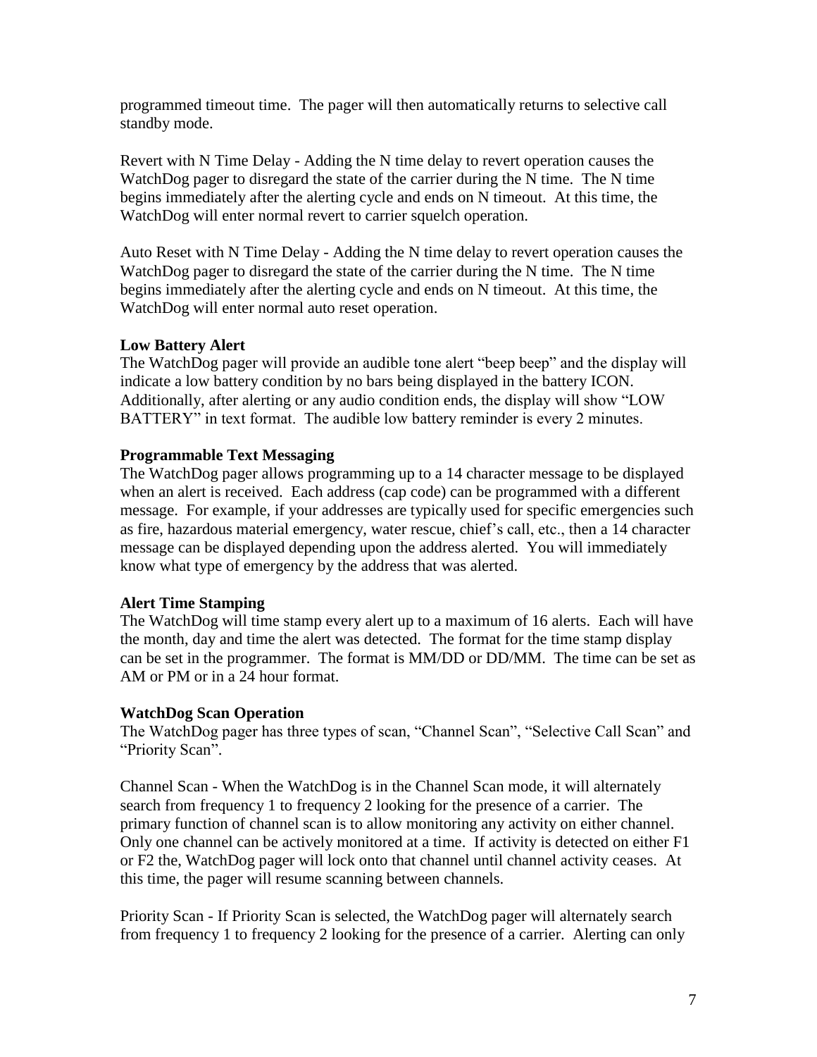programmed timeout time. The pager will then automatically returns to selective call standby mode.

Revert with N Time Delay - Adding the N time delay to revert operation causes the WatchDog pager to disregard the state of the carrier during the N time. The N time begins immediately after the alerting cycle and ends on N timeout. At this time, the WatchDog will enter normal revert to carrier squelch operation.

Auto Reset with N Time Delay - Adding the N time delay to revert operation causes the WatchDog pager to disregard the state of the carrier during the N time. The N time begins immediately after the alerting cycle and ends on N timeout. At this time, the WatchDog will enter normal auto reset operation.

**Low Battery Alert**

The WatchDog pager will provide an audible tone alert "beep beep" and the display will indicate a low battery condition by no bars being displayed in the battery ICON. Additionally, after alerting or any audio condition ends, the display will show "LOW BATTERY" in text format. The audible low battery reminder is every 2 minutes.

**Programmable Text Messaging**

The WatchDog pager allows programming up to a 14 character message to be displayed when an alert is received. Each address (cap code) can be programmed with a different message. For example, if your addresses are typically used for specific emergencies such as fire, hazardous material emergency, water rescue, chief's call, etc., then a 14 character message can be displayed depending upon the address alerted. You will immediately know what type of emergency by the address that was alerted.

**Alert Time Stamping**

The WatchDog will time stamp every alert up to a maximum of 16 alerts. Each will have the month, day and time the alert was detected. The format for the time stamp display can be set in the programmer. The format is MM/DD or DD/MM. The time can be set as AM or PM or in a 24 hour format.

**WatchDog Scan Operation**

The WatchDog pager has three types of scan, "Channel Scan", "Selective Call Scan" and "Priority Scan".

Channel Scan - When the WatchDog is in the Channel Scan mode, it will alternately search from frequency 1 to frequency 2 looking for the presence of a carrier. The primary function of channel scan is to allow monitoring any activity on either channel. Only one channel can be actively monitored at a time. If activity is detected on either F1 or F2 the, WatchDog pager will lock onto that channel until channel activity ceases. At this time, the pager will resume scanning between channels.

Priority Scan - If Priority Scan is selected, the WatchDog pager will alternately search from frequency 1 to frequency 2 looking for the presence of a carrier. Alerting can only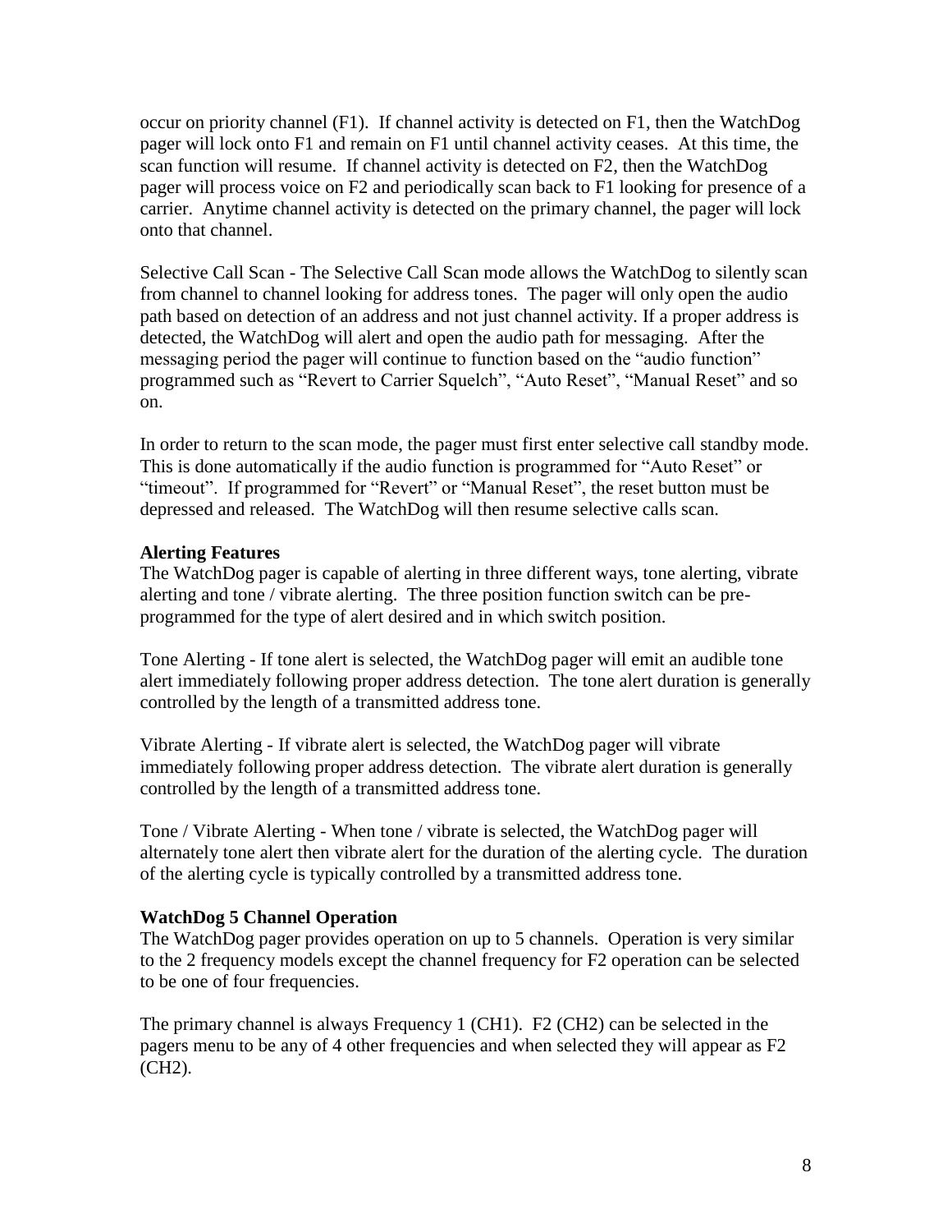occur on priority channel (F1). If channel activity is detected on F1, then the WatchDog pager will lock onto F1 and remain on F1 until channel activity ceases. At this time, the scan function will resume. If channel activity is detected on F2, then the WatchDog pager will process voice on F2 and periodically scan back to F1 looking for presence of a carrier. Anytime channel activity is detected on the primary channel, the pager will lock onto that channel.

Selective Call Scan - The Selective Call Scan mode allows the WatchDog to silently scan from channel to channel looking for address tones. The pager will only open the audio path based on detection of an address and not just channel activity. If a proper address is detected, the WatchDog will alert and open the audio path for messaging. After the messaging period the pager will continue to function based on the "audio function" programmed such as "Revert to Carrier Squelch", "Auto Reset", "Manual Reset" and so on.

In order to return to the scan mode, the pager must first enter selective call standby mode. This is done automatically if the audio function is programmed for "Auto Reset" or "timeout". If programmed for "Revert" or "Manual Reset", the reset button must be depressed and released. The WatchDog will then resume selective calls scan.

**Alerting Features**

The WatchDog pager is capable of alerting in three different ways, tone alerting, vibrate alerting and tone / vibrate alerting. The three position function switch can be pre-programmed for the type of alert desired and in which switch position.

Tone Alerting - If tone alert is selected, the WatchDog pager will emit an audible tone alert immediately following proper address detection. The tone alert duration is generally controlled by the length of a transmitted address tone.

Vibrate Alerting - If vibrate alert is selected, the WatchDog pager will vibrate immediately following proper address detection. The vibrate alert duration is generally controlled by the length of a transmitted address tone.

Tone / Vibrate Alerting - When tone / vibrate is selected, the WatchDog pager will alternately tone alert then vibrate alert for the duration of the alerting cycle. The duration of the alerting cycle is typically controlled by a transmitted address tone.

**WatchDog 5 Channel Operation**

The WatchDog pager provides operation on up to 5 channels. Operation is very similar to the 2 frequency models except the channel frequency for F2 operation can be selected to be one of four frequencies.

The primary channel is always Frequency 1 (CH1). F2 (CH2) can be selected in the pagers menu to be any of 4 other frequencies and when selected they will appear as F2 (CH2).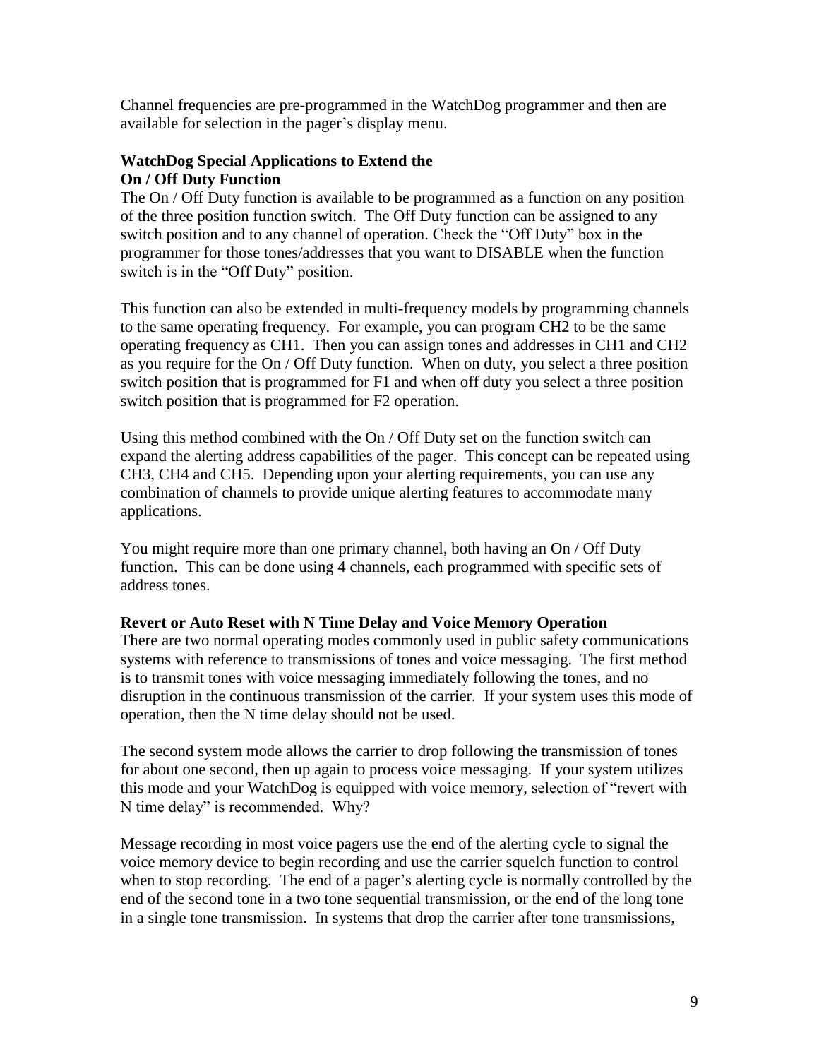Channel frequencies are pre-programmed in the WatchDog programmer and then are available for selection in the pager's display menu.

### WatchDog Special Applications to Extend the On / Off Duty Function

The On / Off Duty function is available to be programmed as a function on any position of the three position function switch. The Off Duty function can be assigned to any switch position and to any channel of operation. Check the "Off Duty" box in the programmer for those tones/addresses that you want to DISABLE when the function switch is in the "Off Duty" position.

This function can also be extended in multi-frequency models by programming channels to the same operating frequency. For example, you can program CH2 to be the same operating frequency as CH1. Then you can assign tones and addresses in CH1 and CH2 as you require for the On / Off Duty function. When on duty, you select a three position switch position that is programmed for F1 and when off duty you select a three position switch position that is programmed for F2 operation.

Using this method combined with the On / Off Duty set on the function switch can expand the alerting address capabilities of the pager. This concept can be repeated using CH3, CH4 and CH5. Depending upon your alerting requirements, you can use any combination of channels to provide unique alerting features to accommodate many applications.

You might require more than one primary channel, both having an On / Off Duty function. This can be done using 4 channels, each programmed with specific sets of address tones.

### Revert or Auto Reset with N Time Delay and Voice Memory Operation

There are two normal operating modes commonly used in public safety communications systems with reference to transmissions of tones and voice messaging. The first method is to transmit tones with voice messaging immediately following the tones, and no disruption in the continuous transmission of the carrier. If your system uses this mode of operation, then the N time delay should not be used.

The second system mode allows the carrier to drop following the transmission of tones for about one second, then up again to process voice messaging. If your system utilizes this mode and your WatchDog is equipped with voice memory, selection of "revert with N time delay" is recommended. Why?

Message recording in most voice pagers use the end of the alerting cycle to signal the voice memory device to begin recording and use the carrier squelch function to control when to stop recording. The end of a pager's alerting cycle is normally controlled by the end of the second tone in a two tone sequential transmission, or the end of the long tone in a single tone transmission. In systems that drop the carrier after tone transmissions,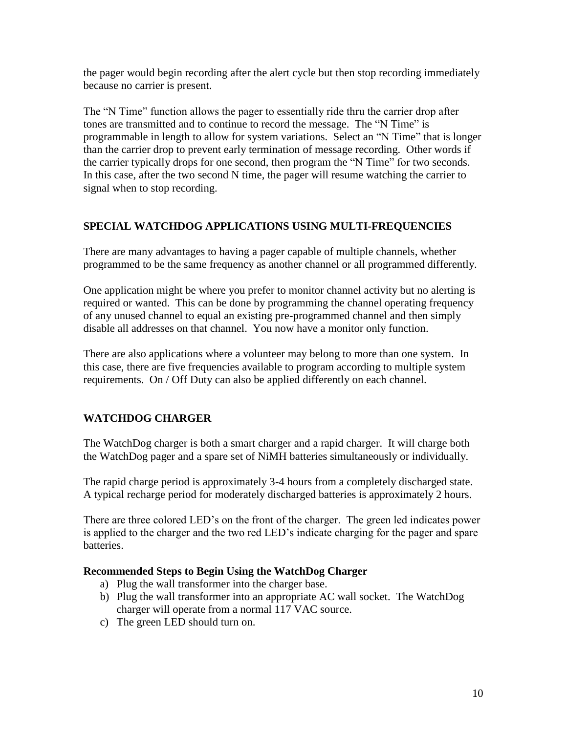the pager would begin recording after the alert cycle but then stop recording immediately because no carrier is present.

The "N Time" function allows the pager to essentially ride thru the carrier drop after tones are transmitted and to continue to record the message. The "N Time" is programmable in length to allow for system variations. Select an "N Time" that is longer than the carrier drop to prevent early termination of message recording. Other words if the carrier typically drops for one second, then program the "N Time" for two seconds. In this case, after the two second N time, the pager will resume watching the carrier to signal when to stop recording.

## SPECIAL WATCHDOG APPLICATIONS USING MULTI-FREQUENCIES

There are many advantages to having a pager capable of multiple channels, whether programmed to be the same frequency as another channel or all programmed differently.

One application might be where you prefer to monitor channel activity but no alerting is required or wanted. This can be done by programming the channel operating frequency of any unused channel to equal an existing pre-programmed channel and then simply disable all addresses on that channel. You now have a monitor only function.

There are also applications where a volunteer may belong to more than one system. In this case, there are five frequencies available to program according to multiple system requirements. On / Off Duty can also be applied differently on each channel.

## WATCHDOG CHARGER

The WatchDog charger is both a smart charger and a rapid charger. It will charge both the WatchDog pager and a spare set of NiMH batteries simultaneously or individually.

The rapid charge period is approximately 3-4 hours from a completely discharged state. A typical recharge period for moderately discharged batteries is approximately 2 hours.

There are three colored LED's on the front of the charger. The green led indicates power is applied to the charger and the two red LED's indicate charging for the pager and spare batteries.

### Recommended Steps to Begin Using the WatchDog Charger

a) Plug the wall transformer into the charger base.
b) Plug the wall transformer into an appropriate AC wall socket. The WatchDog charger will operate from a normal 117 VAC source.
c) The green LED should turn on.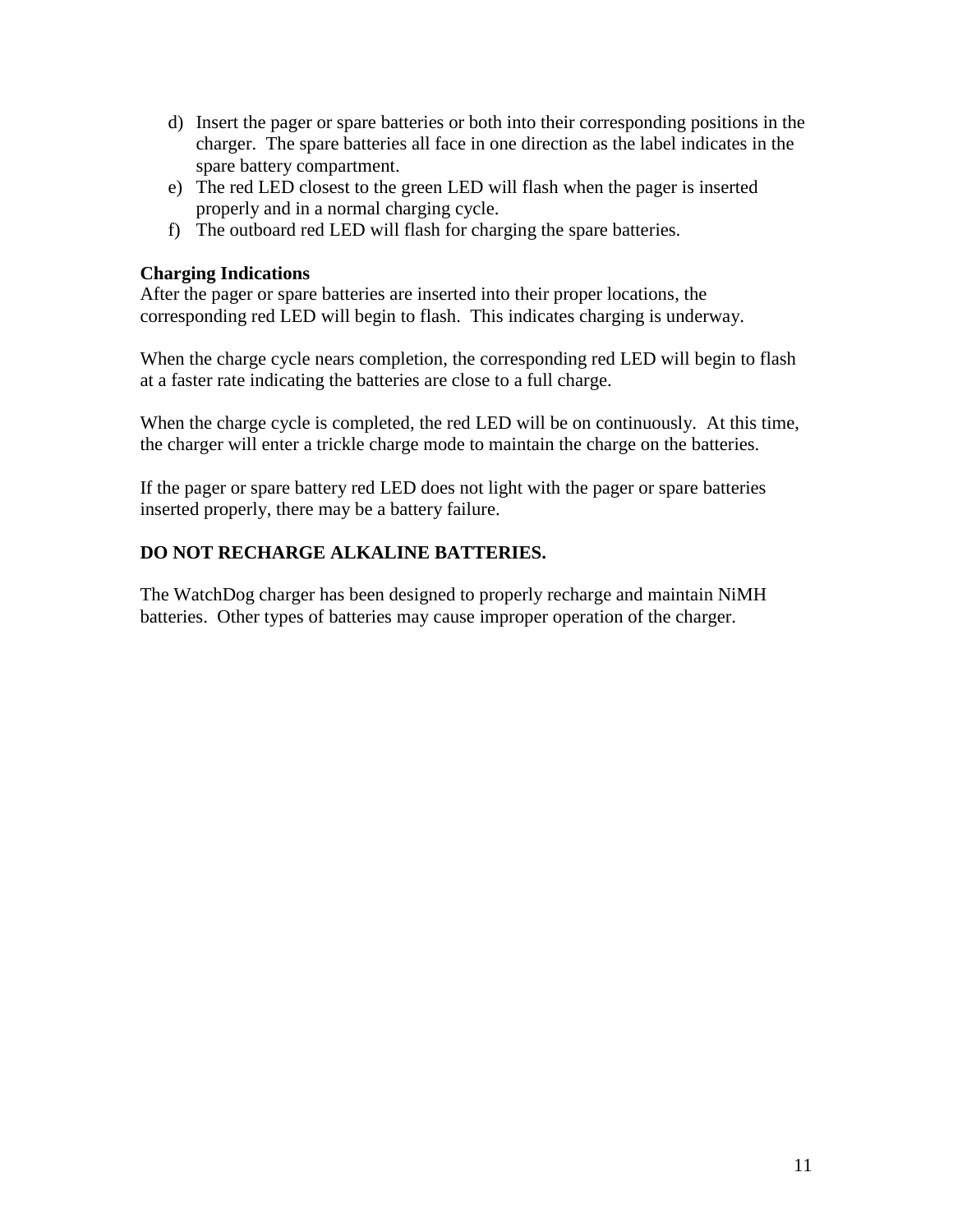d) Insert the pager or spare batteries or both into their corresponding positions in the charger. The spare batteries all face in one direction as the label indicates in the spare battery compartment.
e) The red LED closest to the green LED will flash when the pager is inserted properly and in a normal charging cycle.
f) The outboard red LED will flash for charging the spare batteries.

**Charging Indications**
After the pager or spare batteries are inserted into their proper locations, the corresponding red LED will begin to flash. This indicates charging is underway.

When the charge cycle nears completion, the corresponding red LED will begin to flash at a faster rate indicating the batteries are close to a full charge.

When the charge cycle is completed, the red LED will be on continuously. At this time, the charger will enter a trickle charge mode to maintain the charge on the batteries.

If the pager or spare battery red LED does not light with the pager or spare batteries inserted properly, there may be a battery failure.

**DO NOT RECHARGE ALKALINE BATTERIES.**

The WatchDog charger has been designed to properly recharge and maintain NiMH batteries. Other types of batteries may cause improper operation of the charger.